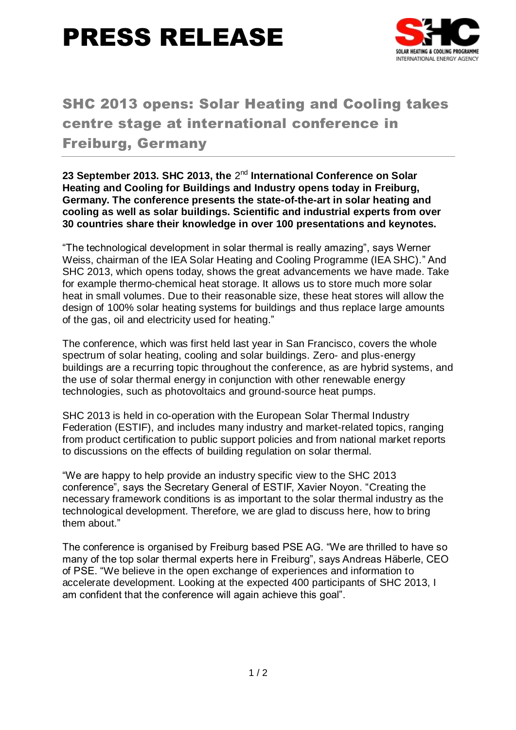# PRESS RELEASE

## SHC 2013 opens: Solar Heating and Cooling takes centre stage at international conference in Freiburg, Germany

**23 September 2013. SHC 2013, the 2nd International Conference on Solar Heating and Cooling for Buildings and Industry opens today in Freiburg, Germany. The conference presents the state-of-the-art in solar heating and cooling as well as solar buildings. Scientific and industrial experts from over 30 countries share their knowledge in over 100 presentations and keynotes.**

"The technological development in solar thermal is really amazing", says Werner Weiss, chairman of the IEA Solar Heating and Cooling Programme (IEA SHC)." And SHC 2013, which opens today, shows the great advancements we have made. Take for example thermo-chemical heat storage. It allows us to store much more solar heat in small volumes. Due to their reasonable size, these heat stores will allow the design of 100% solar heating systems for buildings and thus replace large amounts of the gas, oil and electricity used for heating."

The conference, which was first held last year in San Francisco, covers the whole spectrum of solar heating, cooling and solar buildings. Zero- and plus-energy buildings are a recurring topic throughout the conference, as are hybrid systems, and the use of solar thermal energy in conjunction with other renewable energy technologies, such as photovoltaics and ground-source heat pumps.

SHC 2013 is held in co-operation with the European Solar Thermal Industry Federation (ESTIF), and includes many industry and market-related topics, ranging from product certification to public support policies and from national market reports to discussions on the effects of building regulation on solar thermal.

"We are happy to help provide an industry specific view to the SHC 2013 conference", says the Secretary General of ESTIF, Xavier Noyon. "Creating the necessary framework conditions is as important to the solar thermal industry as the technological development. Therefore, we are glad to discuss here, how to bring them about."

The conference is organised by Freiburg based PSE AG. "We are thrilled to have so many of the top solar thermal experts here in Freiburg", says Andreas Häberle, CEO of PSE. "We believe in the open exchange of experiences and information to accelerate development. Looking at the expected 400 participants of SHC 2013, I am confident that the conference will again achieve this goal".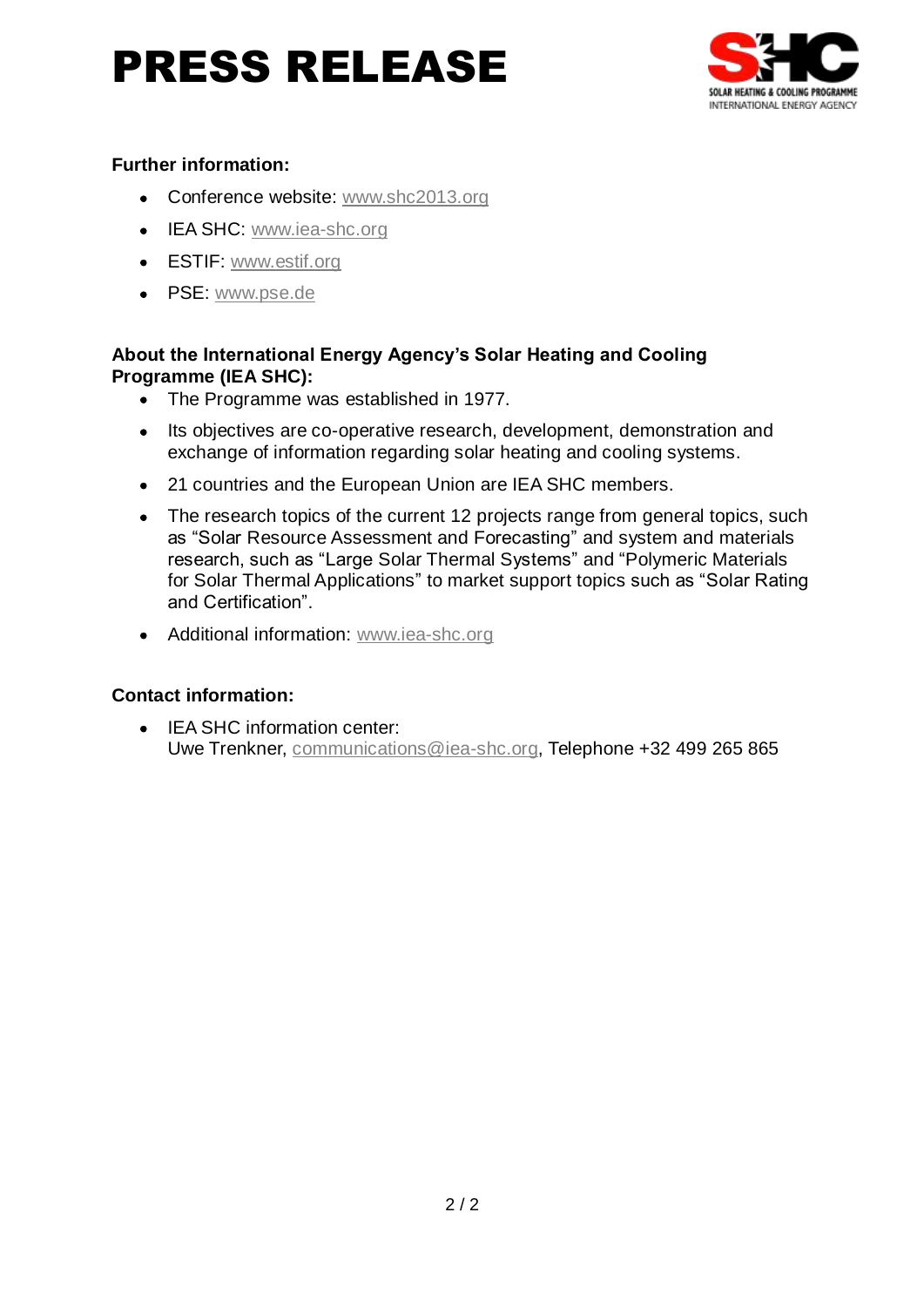# PRESS RELEASE

**Further information:**

- Conference website: www.shc2013.org
- IEA SHC: www.iea-shc.org
- ESTIF: www.estif.org
- PSE: www.pse.de

**About the International Energy Agency's Solar Heating and Cooling Programme (IEA SHC):**

- The Programme was established in 1977.
- Its objectives are co-operative research, development, demonstration and exchange of information regarding solar heating and cooling systems.
- 21 countries and the European Union are IEA SHC members.
- The research topics of the current 12 projects range from general topics, such as "Solar Resource Assessment and Forecasting" and system and materials research, such as "Large Solar Thermal Systems" and "Polymeric Materials for Solar Thermal Applications" to market support topics such as "Solar Rating and Certification".
- Additional information: www.iea-shc.org

**Contact information:**

- IEA SHC information center:
  Uwe Trenkner, communications@iea-shc.org, Telephone +32 499 265 865